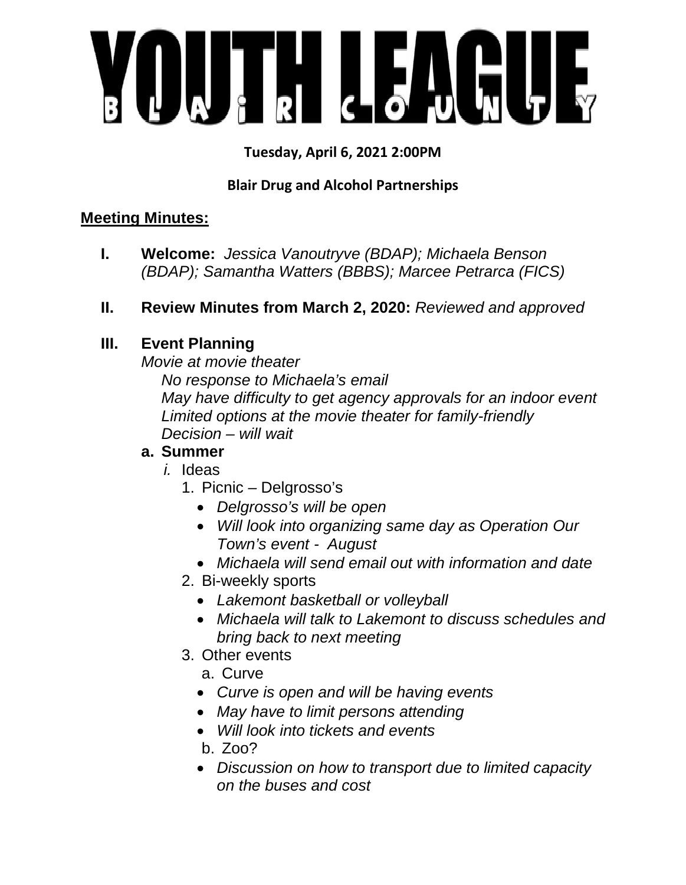# YOUTH LEAGUE

## BLAIR COUNTY

**Tuesday, April 6, 2021 2:00PM**

**Blair Drug and Alcohol Partnerships**

**Meeting Minutes:**

**I. Welcome:** *Jessica Vanoutryve (BDAP); Michaela Benson (BDAP); Samantha Watters (BBBS); Marcee Petrarca (FICS)*

**II. Review Minutes from March 2, 2020:** *Reviewed and approved*

**III. Event Planning**

*Movie at movie theater*

*No response to Michaela's email*
*May have difficulty to get agency approvals for an indoor event*
*Limited options at the movie theater for family-friendly*
*Decision – will wait*

**a. Summer**

*i.* Ideas

1. Picnic – Delgrosso's
   - *Delgrosso's will be open*
   - *Will look into organizing same day as Operation Our Town's event - August*
   - *Michaela will send email out with information and date*
2. Bi-weekly sports
   - *Lakemont basketball or volleyball*
   - *Michaela will talk to Lakemont to discuss schedules and bring back to next meeting*
3. Other events

   a. Curve
   - *Curve is open and will be having events*
   - *May have to limit persons attending*
   - *Will look into tickets and events*

   b. Zoo?
   - *Discussion on how to transport due to limited capacity on the buses and cost*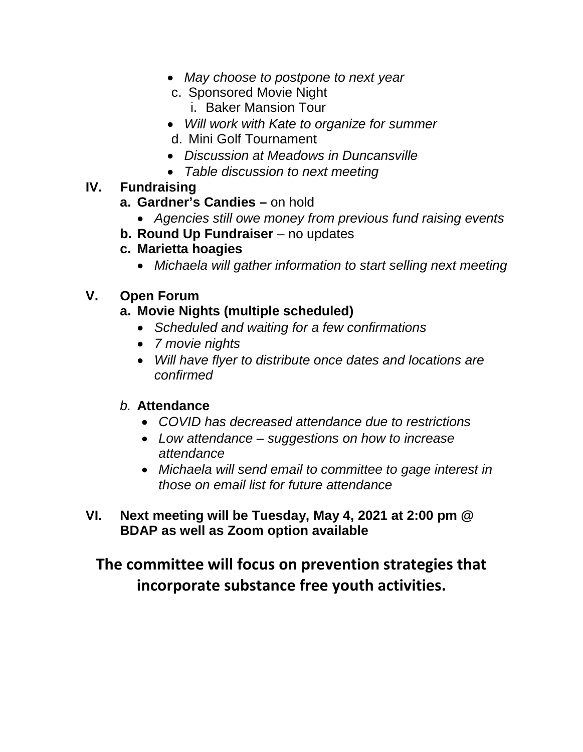- *May choose to postpone to next year*

c. Sponsored Movie Night

  i. Baker Mansion Tour

- *Will work with Kate to organize for summer*

d. Mini Golf Tournament

- *Discussion at Meadows in Duncansville*
- *Table discussion to next meeting*

**IV. Fundraising**

**a. Gardner's Candies –** on hold

- *Agencies still owe money from previous fund raising events*

**b. Round Up Fundraiser** – no updates

**c. Marietta hoagies**

- *Michaela will gather information to start selling next meeting*

**V. Open Forum**

**a. Movie Nights (multiple scheduled)**

- *Scheduled and waiting for a few confirmations*
- *7 movie nights*
- *Will have flyer to distribute once dates and locations are confirmed*

*b.* **Attendance**

- *COVID has decreased attendance due to restrictions*
- *Low attendance – suggestions on how to increase attendance*
- *Michaela will send email to committee to gage interest in those on email list for future attendance*

**VI. Next meeting will be Tuesday, May 4, 2021 at 2:00 pm @ BDAP as well as Zoom option available**

**The committee will focus on prevention strategies that incorporate substance free youth activities.**